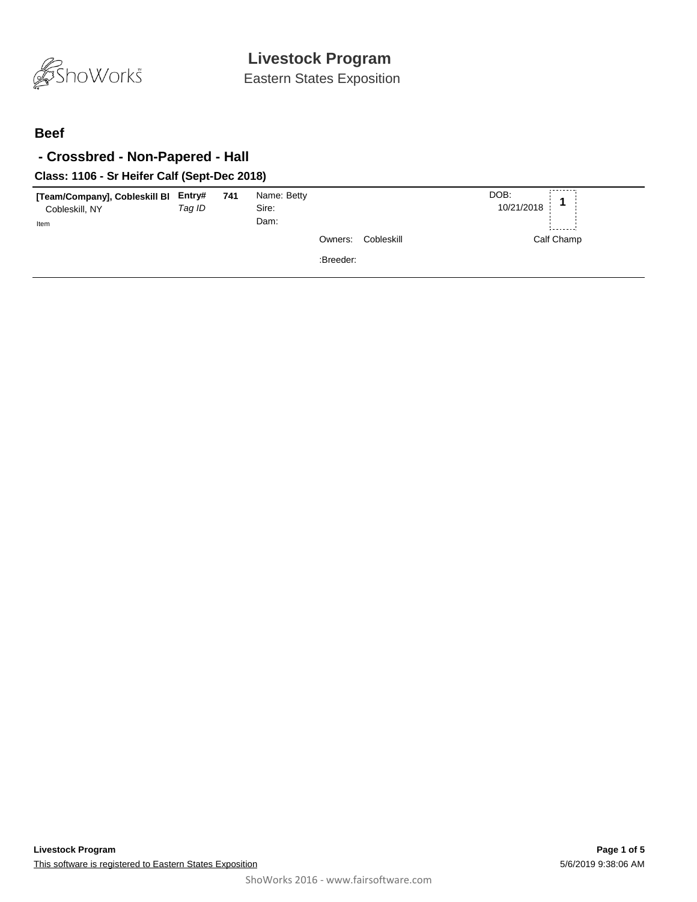# Livestock Program

Eastern States Exposition

## Beef

### - Crossbred - Non-Papered - Hall

#### Class: 1106 - Sr Heifer Calf (Sept-Dec 2018)

**[Team/Company], Cobleskill Bl**
Cobleskill, NY
Item

**Entry#** **741**
*Tag ID*

Name: Betty
Sire:
Dam:

Owners: Cobleskill

:Breeder:

DOB:
10/21/2018

**1**

Calf Champ

---

**Livestock Program**

This software is registered to Eastern States Exposition

5/6/2019 9:38:06 AM

ShoWorks 2016 - www.fairsoftware.com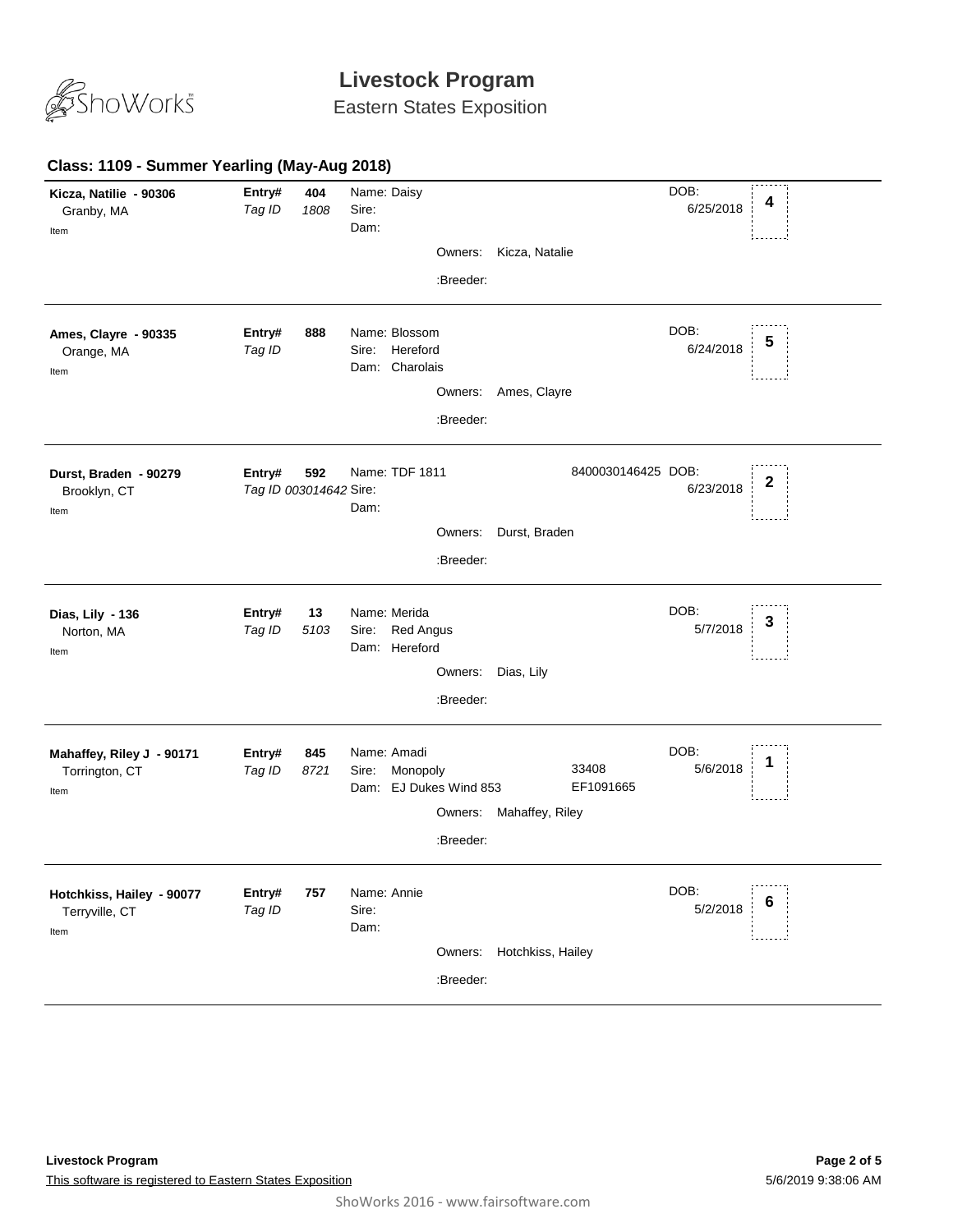# Livestock Program

Eastern States Exposition

## Class: 1109 - Summer Yearling (May-Aug 2018)

**Kicza, Natilie - 90306**
Granby, MA
Item

**Entry#** **404**
*Tag ID* *1808*

Name: Daisy
Sire:
Dam:

Owners: Kicza, Natalie

:Breeder:

DOB: 6/25/2018

**4**

---

**Ames, Clayre - 90335**
Orange, MA
Item

**Entry#** **888**
*Tag ID*

Name: Blossom
Sire: Hereford
Dam: Charolais

Owners: Ames, Clayre

:Breeder:

DOB: 6/24/2018

**5**

---

**Durst, Braden - 90279**
Brooklyn, CT
Item

**Entry#** **592**
*Tag ID 003014642*

Name: TDF 1811
Sire:
Dam:

8400030146425

Owners: Durst, Braden

:Breeder:

DOB: 6/23/2018

**2**

---

**Dias, Lily - 136**
Norton, MA
Item

**Entry#** **13**
*Tag ID* *5103*

Name: Merida
Sire: Red Angus
Dam: Hereford

Owners: Dias, Lily

:Breeder:

DOB: 5/7/2018

**3**

---

**Mahaffey, Riley J - 90171**
Torrington, CT
Item

**Entry#** **845**
*Tag ID* *8721*

Name: Amadi
Sire: Monopoly
Dam: EJ Dukes Wind 853

33408
EF1091665

Owners: Mahaffey, Riley

:Breeder:

DOB: 5/6/2018

**1**

---

**Hotchkiss, Hailey - 90077**
Terryville, CT
Item

**Entry#** **757**
*Tag ID*

Name: Annie
Sire:
Dam:

Owners: Hotchkiss, Hailey

:Breeder:

DOB: 5/2/2018

**6**

---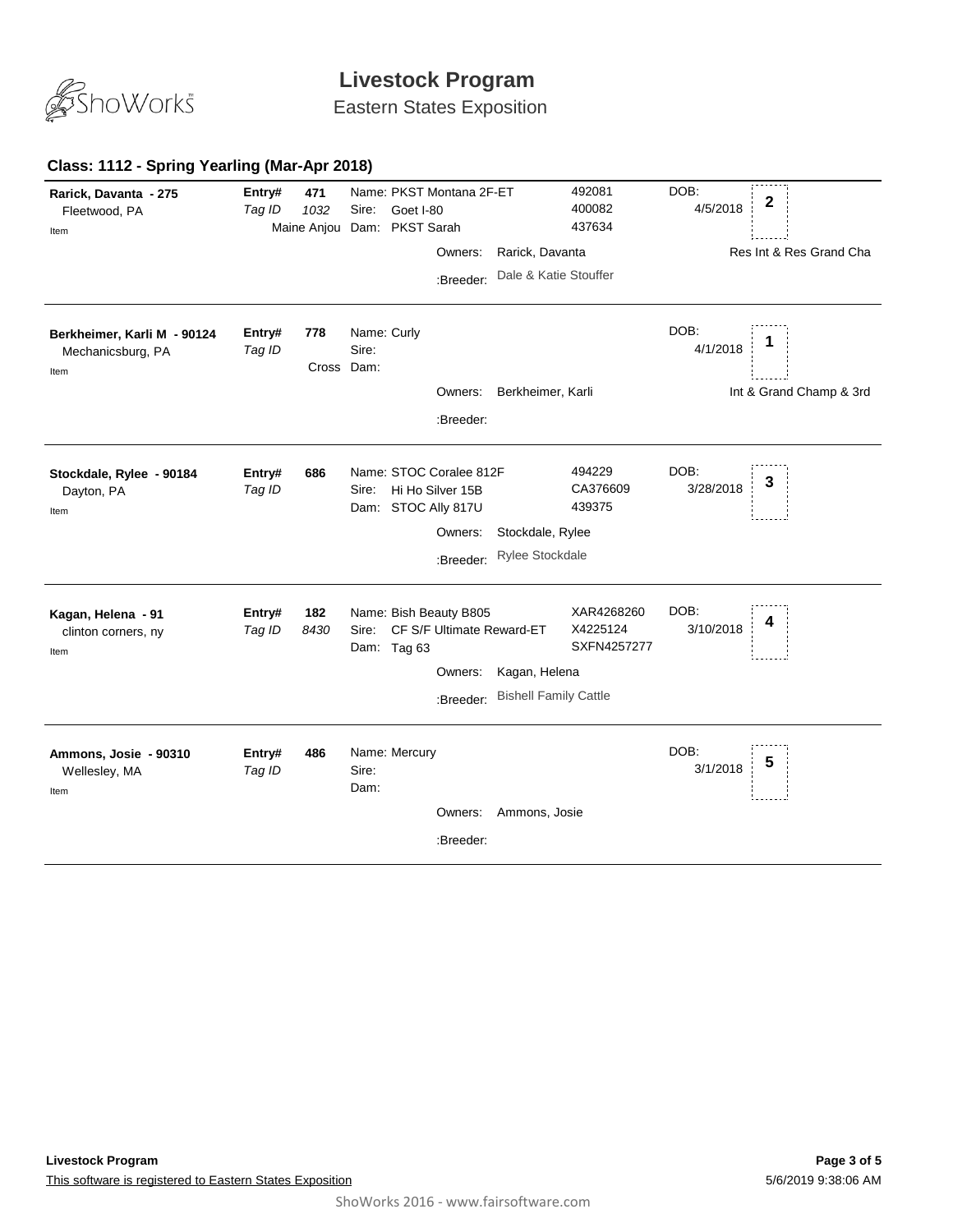# Livestock Program

Eastern States Exposition

## Class: 1112 - Spring Yearling (Mar-Apr 2018)

**Rarick, Davanta - 275**
Fleetwood, PA
Item

**Entry#** 471
*Tag ID* *1032*
Maine Anjou

Name: PKST Montana 2F-ET — 492081
Sire: Goet I-80 — 400082
Dam: PKST Sarah — 437634

Owners: Rarick, Davanta
:Breeder: Dale & Katie Stouffer

DOB: 4/5/2018
Placing: **2**
Res Int & Res Grand Cha

---

**Berkheimer, Karli M - 90124**
Mechanicsburg, PA
Item

**Entry#** 778
*Tag ID*
Cross

Name: Curly
Sire:
Dam:

Owners: Berkheimer, Karli
:Breeder:

DOB: 4/1/2018
Placing: **1**
Int & Grand Champ & 3rd

---

**Stockdale, Rylee - 90184**
Dayton, PA
Item

**Entry#** 686
*Tag ID*

Name: STOC Coralee 812F — 494229
Sire: Hi Ho Silver 15B — CA376609
Dam: STOC Ally 817U — 439375

Owners: Stockdale, Rylee
:Breeder: Rylee Stockdale

DOB: 3/28/2018
Placing: **3**

---

**Kagan, Helena - 91**
clinton corners, ny
Item

**Entry#** 182
*Tag ID* *8430*

Name: Bish Beauty B805 — XAR4268260
Sire: CF S/F Ultimate Reward-ET — X4225124
Dam: Tag 63 — SXFN4257277

Owners: Kagan, Helena
:Breeder: Bishell Family Cattle

DOB: 3/10/2018
Placing: **4**

---

**Ammons, Josie - 90310**
Wellesley, MA
Item

**Entry#** 486
*Tag ID*

Name: Mercury
Sire:
Dam:

Owners: Ammons, Josie
:Breeder:

DOB: 3/1/2018
Placing: **5**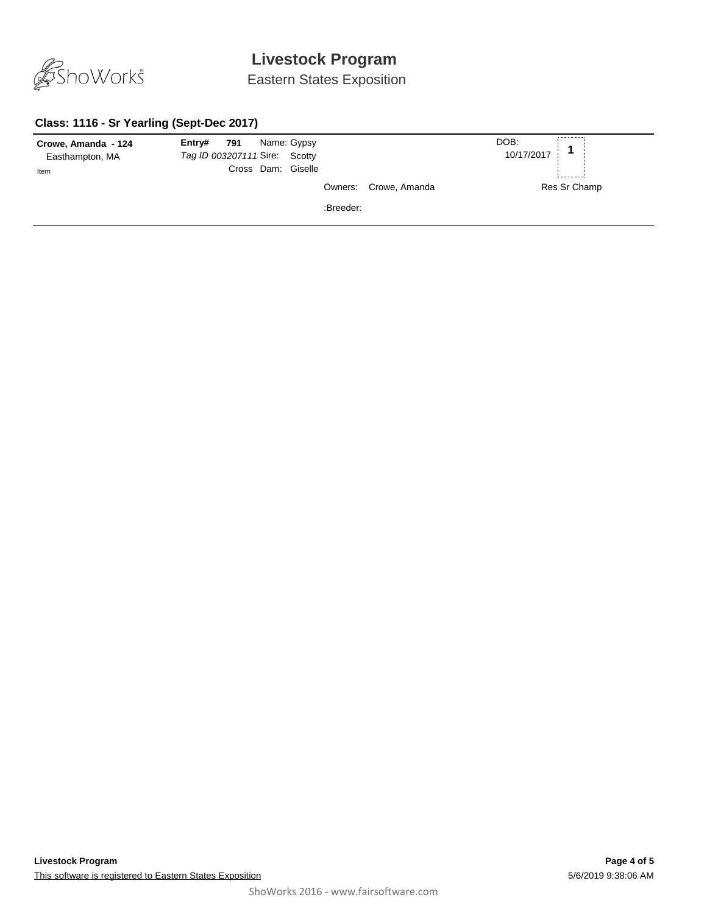# Livestock Program

Eastern States Exposition

### Class: 1116 - Sr Yearling (Sept-Dec 2017)

**Crowe, Amanda - 124**
Easthampton, MA
Item

**Entry# 791** Name: Gypsy
*Tag ID 003207111* Sire: Scotty
Cross Dam: Giselle

Owners: Crowe, Amanda

:Breeder:

DOB: 10/17/2017

**1**

Res Sr Champ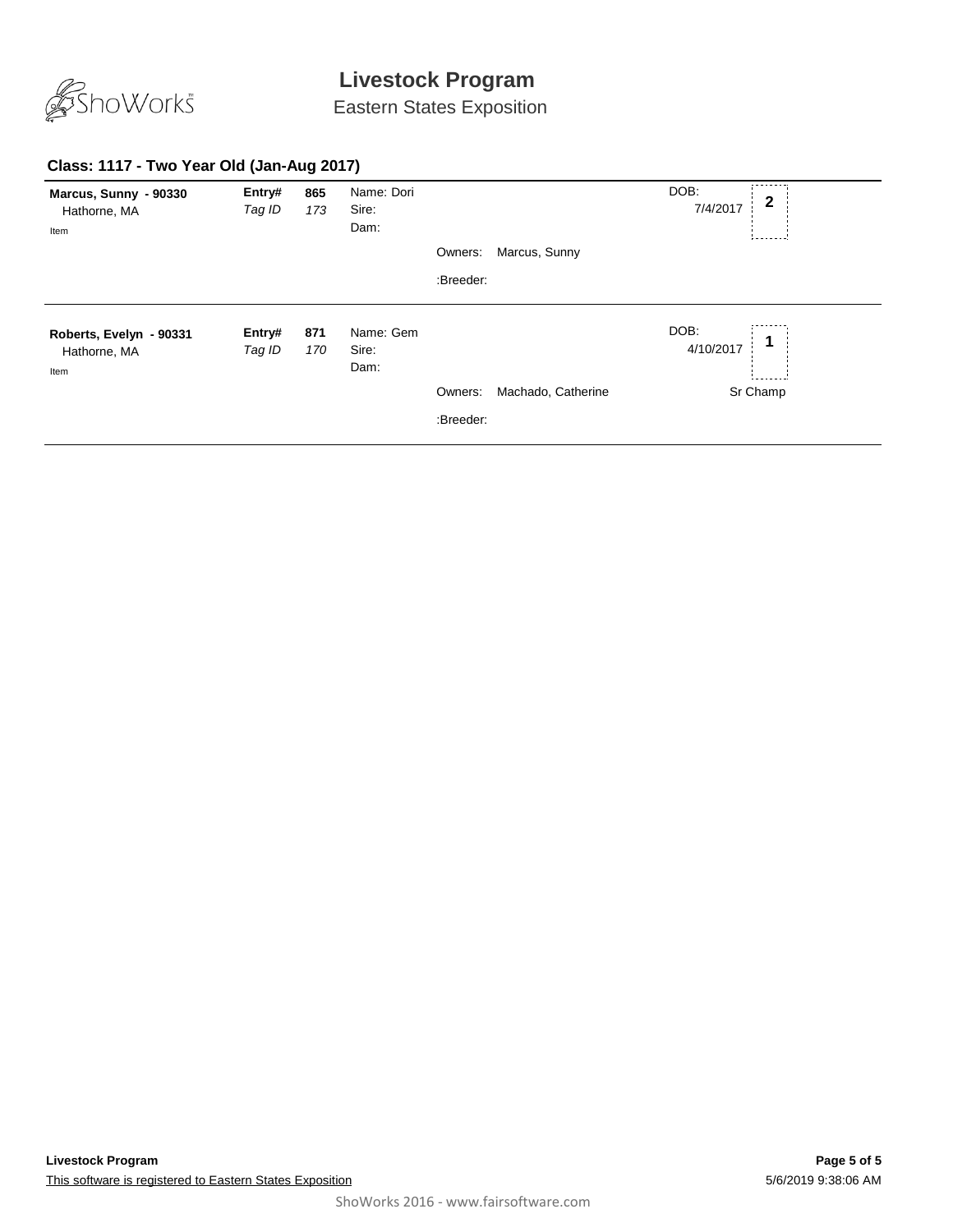# Livestock Program

Eastern States Exposition

### Class: 1117 - Two Year Old (Jan-Aug 2017)

**Marcus, Sunny - 90330**
Hathorne, MA
Item

**Entry#** **865**
*Tag ID* *173*

Name: Dori
Sire:
Dam:

Owners: Marcus, Sunny

:Breeder:

DOB: 7/4/2017

**2**

---

**Roberts, Evelyn - 90331**
Hathorne, MA
Item

**Entry#** **871**
*Tag ID* *170*

Name: Gem
Sire:
Dam:

Owners: Machado, Catherine

:Breeder:

DOB: 4/10/2017

**1**

Sr Champ

---

This software is registered to Eastern States Exposition

5/6/2019 9:38:06 AM

ShoWorks 2016 - www.fairsoftware.com